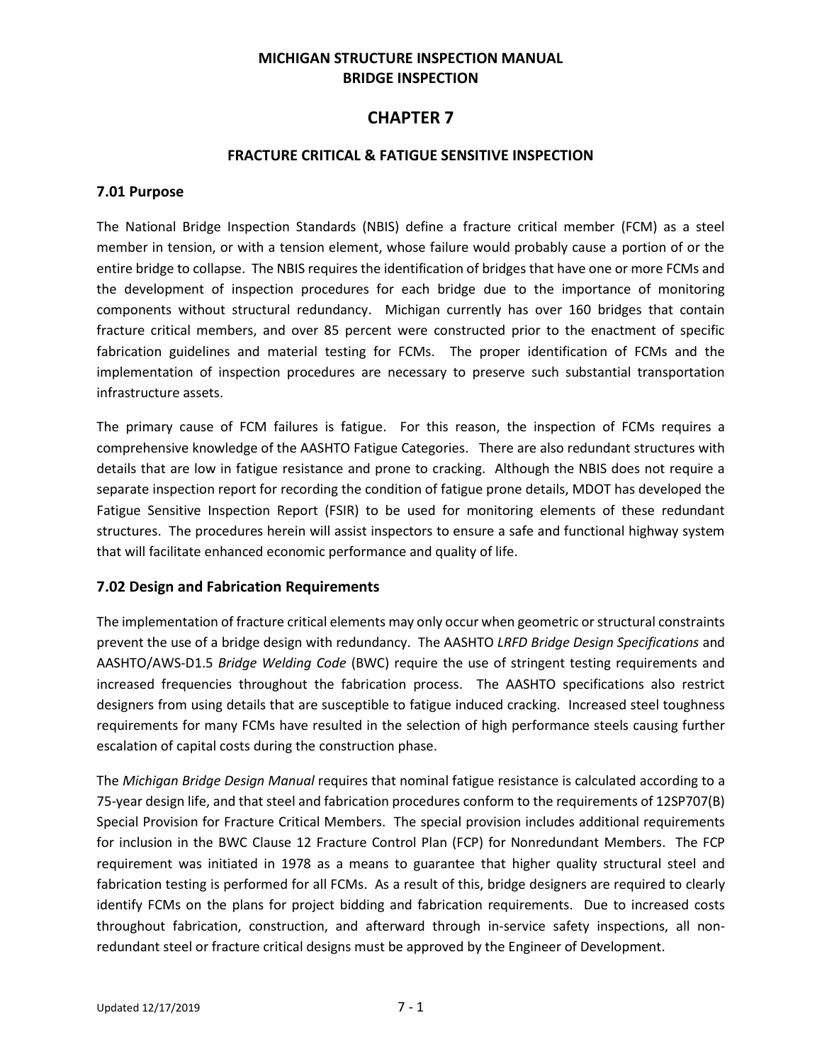# MICHIGAN STRUCTURE INSPECTION MANUAL
# BRIDGE INSPECTION

## CHAPTER 7

### FRACTURE CRITICAL & FATIGUE SENSITIVE INSPECTION

### 7.01 Purpose

The National Bridge Inspection Standards (NBIS) define a fracture critical member (FCM) as a steel member in tension, or with a tension element, whose failure would probably cause a portion of or the entire bridge to collapse. The NBIS requires the identification of bridges that have one or more FCMs and the development of inspection procedures for each bridge due to the importance of monitoring components without structural redundancy. Michigan currently has over 160 bridges that contain fracture critical members, and over 85 percent were constructed prior to the enactment of specific fabrication guidelines and material testing for FCMs. The proper identification of FCMs and the implementation of inspection procedures are necessary to preserve such substantial transportation infrastructure assets.

The primary cause of FCM failures is fatigue. For this reason, the inspection of FCMs requires a comprehensive knowledge of the AASHTO Fatigue Categories. There are also redundant structures with details that are low in fatigue resistance and prone to cracking. Although the NBIS does not require a separate inspection report for recording the condition of fatigue prone details, MDOT has developed the Fatigue Sensitive Inspection Report (FSIR) to be used for monitoring elements of these redundant structures. The procedures herein will assist inspectors to ensure a safe and functional highway system that will facilitate enhanced economic performance and quality of life.

### 7.02 Design and Fabrication Requirements

The implementation of fracture critical elements may only occur when geometric or structural constraints prevent the use of a bridge design with redundancy. The AASHTO *LRFD Bridge Design Specifications* and AASHTO/AWS-D1.5 *Bridge Welding Code* (BWC) require the use of stringent testing requirements and increased frequencies throughout the fabrication process. The AASHTO specifications also restrict designers from using details that are susceptible to fatigue induced cracking. Increased steel toughness requirements for many FCMs have resulted in the selection of high performance steels causing further escalation of capital costs during the construction phase.

The *Michigan Bridge Design Manual* requires that nominal fatigue resistance is calculated according to a 75-year design life, and that steel and fabrication procedures conform to the requirements of 12SP707(B) Special Provision for Fracture Critical Members. The special provision includes additional requirements for inclusion in the BWC Clause 12 Fracture Control Plan (FCP) for Nonredundant Members. The FCP requirement was initiated in 1978 as a means to guarantee that higher quality structural steel and fabrication testing is performed for all FCMs. As a result of this, bridge designers are required to clearly identify FCMs on the plans for project bidding and fabrication requirements. Due to increased costs throughout fabrication, construction, and afterward through in-service safety inspections, all non-redundant steel or fracture critical designs must be approved by the Engineer of Development.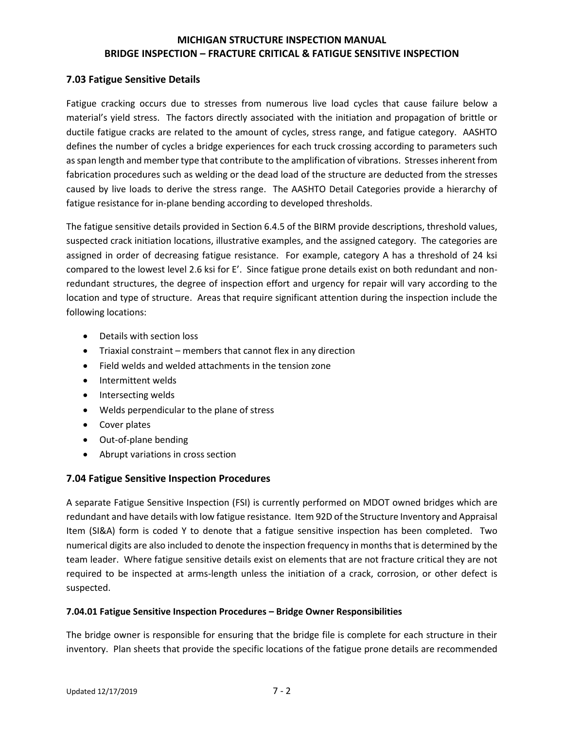## 7.03 Fatigue Sensitive Details

Fatigue cracking occurs due to stresses from numerous live load cycles that cause failure below a material's yield stress. The factors directly associated with the initiation and propagation of brittle or ductile fatigue cracks are related to the amount of cycles, stress range, and fatigue category. AASHTO defines the number of cycles a bridge experiences for each truck crossing according to parameters such as span length and member type that contribute to the amplification of vibrations. Stresses inherent from fabrication procedures such as welding or the dead load of the structure are deducted from the stresses caused by live loads to derive the stress range. The AASHTO Detail Categories provide a hierarchy of fatigue resistance for in-plane bending according to developed thresholds.

The fatigue sensitive details provided in Section 6.4.5 of the BIRM provide descriptions, threshold values, suspected crack initiation locations, illustrative examples, and the assigned category. The categories are assigned in order of decreasing fatigue resistance. For example, category A has a threshold of 24 ksi compared to the lowest level 2.6 ksi for E'. Since fatigue prone details exist on both redundant and non-redundant structures, the degree of inspection effort and urgency for repair will vary according to the location and type of structure. Areas that require significant attention during the inspection include the following locations:

- Details with section loss
- Triaxial constraint – members that cannot flex in any direction
- Field welds and welded attachments in the tension zone
- Intermittent welds
- Intersecting welds
- Welds perpendicular to the plane of stress
- Cover plates
- Out-of-plane bending
- Abrupt variations in cross section

## 7.04 Fatigue Sensitive Inspection Procedures

A separate Fatigue Sensitive Inspection (FSI) is currently performed on MDOT owned bridges which are redundant and have details with low fatigue resistance. Item 92D of the Structure Inventory and Appraisal Item (SI&A) form is coded Y to denote that a fatigue sensitive inspection has been completed. Two numerical digits are also included to denote the inspection frequency in months that is determined by the team leader. Where fatigue sensitive details exist on elements that are not fracture critical they are not required to be inspected at arms-length unless the initiation of a crack, corrosion, or other defect is suspected.

### 7.04.01 Fatigue Sensitive Inspection Procedures – Bridge Owner Responsibilities

The bridge owner is responsible for ensuring that the bridge file is complete for each structure in their inventory. Plan sheets that provide the specific locations of the fatigue prone details are recommended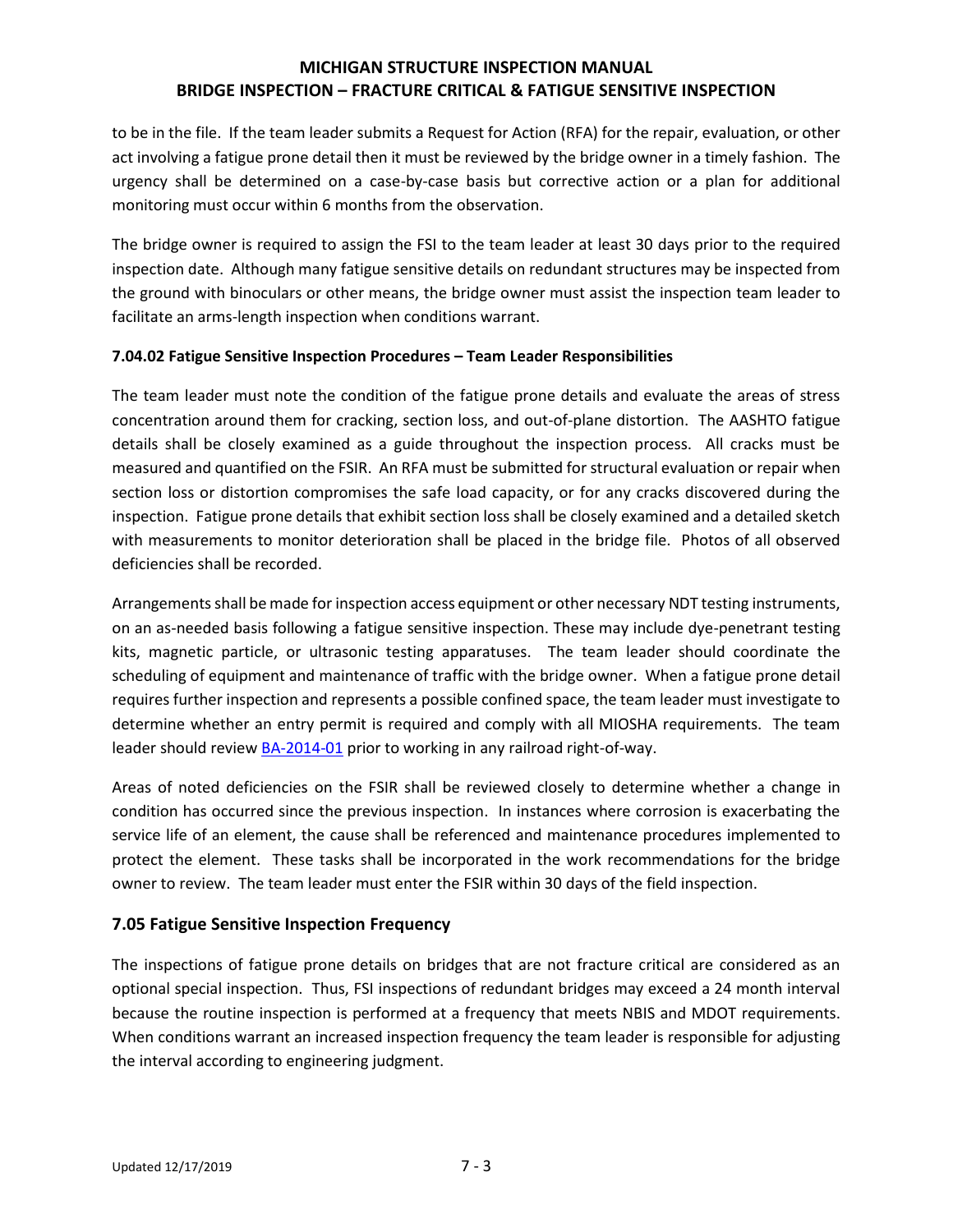to be in the file. If the team leader submits a Request for Action (RFA) for the repair, evaluation, or other act involving a fatigue prone detail then it must be reviewed by the bridge owner in a timely fashion. The urgency shall be determined on a case-by-case basis but corrective action or a plan for additional monitoring must occur within 6 months from the observation.

The bridge owner is required to assign the FSI to the team leader at least 30 days prior to the required inspection date. Although many fatigue sensitive details on redundant structures may be inspected from the ground with binoculars or other means, the bridge owner must assist the inspection team leader to facilitate an arms-length inspection when conditions warrant.

#### 7.04.02 Fatigue Sensitive Inspection Procedures – Team Leader Responsibilities

The team leader must note the condition of the fatigue prone details and evaluate the areas of stress concentration around them for cracking, section loss, and out-of-plane distortion. The AASHTO fatigue details shall be closely examined as a guide throughout the inspection process. All cracks must be measured and quantified on the FSIR. An RFA must be submitted for structural evaluation or repair when section loss or distortion compromises the safe load capacity, or for any cracks discovered during the inspection. Fatigue prone details that exhibit section loss shall be closely examined and a detailed sketch with measurements to monitor deterioration shall be placed in the bridge file. Photos of all observed deficiencies shall be recorded.

Arrangements shall be made for inspection access equipment or other necessary NDT testing instruments, on an as-needed basis following a fatigue sensitive inspection. These may include dye-penetrant testing kits, magnetic particle, or ultrasonic testing apparatuses. The team leader should coordinate the scheduling of equipment and maintenance of traffic with the bridge owner. When a fatigue prone detail requires further inspection and represents a possible confined space, the team leader must investigate to determine whether an entry permit is required and comply with all MIOSHA requirements. The team leader should review BA-2014-01 prior to working in any railroad right-of-way.

Areas of noted deficiencies on the FSIR shall be reviewed closely to determine whether a change in condition has occurred since the previous inspection. In instances where corrosion is exacerbating the service life of an element, the cause shall be referenced and maintenance procedures implemented to protect the element. These tasks shall be incorporated in the work recommendations for the bridge owner to review. The team leader must enter the FSIR within 30 days of the field inspection.

### 7.05 Fatigue Sensitive Inspection Frequency

The inspections of fatigue prone details on bridges that are not fracture critical are considered as an optional special inspection. Thus, FSI inspections of redundant bridges may exceed a 24 month interval because the routine inspection is performed at a frequency that meets NBIS and MDOT requirements. When conditions warrant an increased inspection frequency the team leader is responsible for adjusting the interval according to engineering judgment.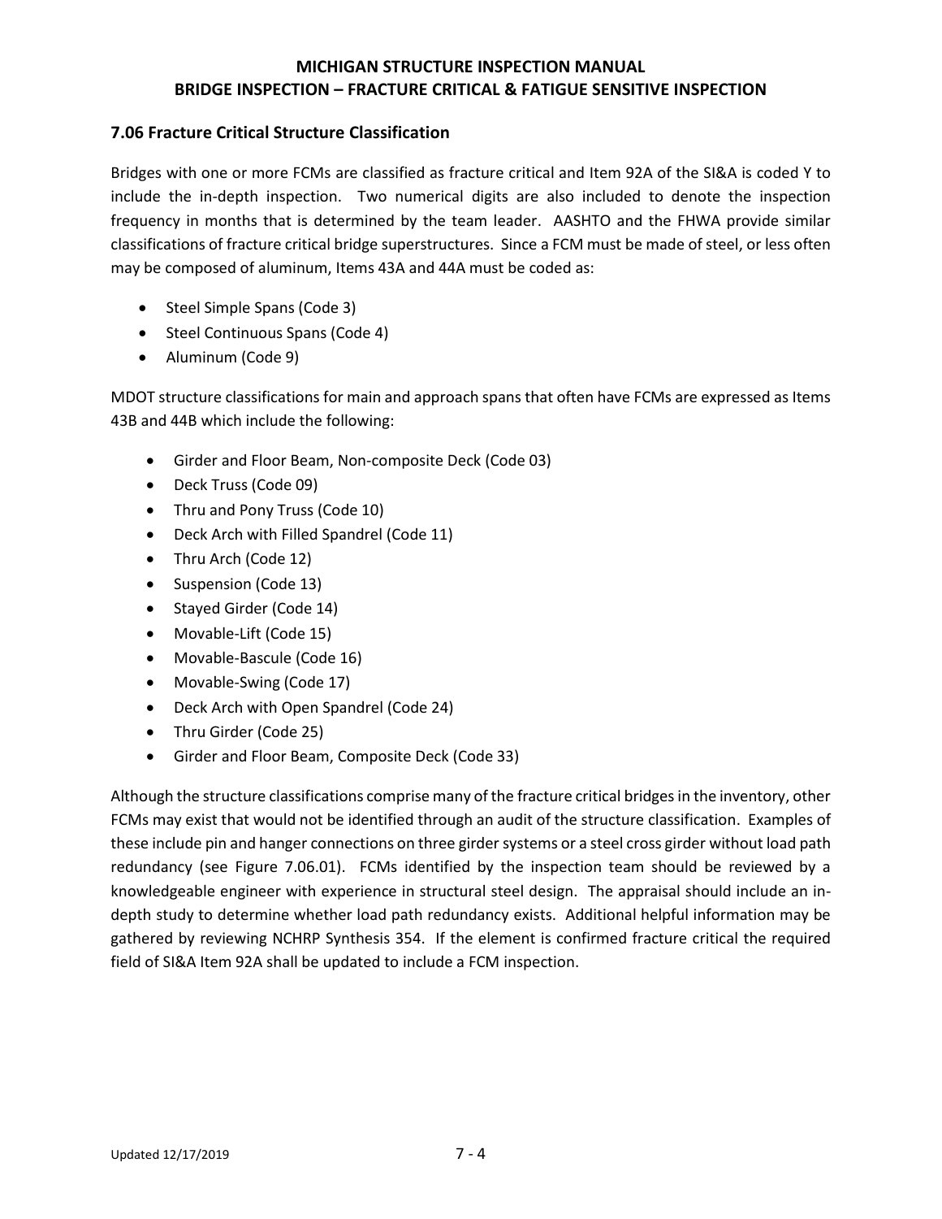## 7.06 Fracture Critical Structure Classification

Bridges with one or more FCMs are classified as fracture critical and Item 92A of the SI&A is coded Y to include the in-depth inspection. Two numerical digits are also included to denote the inspection frequency in months that is determined by the team leader. AASHTO and the FHWA provide similar classifications of fracture critical bridge superstructures. Since a FCM must be made of steel, or less often may be composed of aluminum, Items 43A and 44A must be coded as:

- Steel Simple Spans (Code 3)
- Steel Continuous Spans (Code 4)
- Aluminum (Code 9)

MDOT structure classifications for main and approach spans that often have FCMs are expressed as Items 43B and 44B which include the following:

- Girder and Floor Beam, Non-composite Deck (Code 03)
- Deck Truss (Code 09)
- Thru and Pony Truss (Code 10)
- Deck Arch with Filled Spandrel (Code 11)
- Thru Arch (Code 12)
- Suspension (Code 13)
- Stayed Girder (Code 14)
- Movable-Lift (Code 15)
- Movable-Bascule (Code 16)
- Movable-Swing (Code 17)
- Deck Arch with Open Spandrel (Code 24)
- Thru Girder (Code 25)
- Girder and Floor Beam, Composite Deck (Code 33)

Although the structure classifications comprise many of the fracture critical bridges in the inventory, other FCMs may exist that would not be identified through an audit of the structure classification. Examples of these include pin and hanger connections on three girder systems or a steel cross girder without load path redundancy (see Figure 7.06.01). FCMs identified by the inspection team should be reviewed by a knowledgeable engineer with experience in structural steel design. The appraisal should include an in-depth study to determine whether load path redundancy exists. Additional helpful information may be gathered by reviewing NCHRP Synthesis 354. If the element is confirmed fracture critical the required field of SI&A Item 92A shall be updated to include a FCM inspection.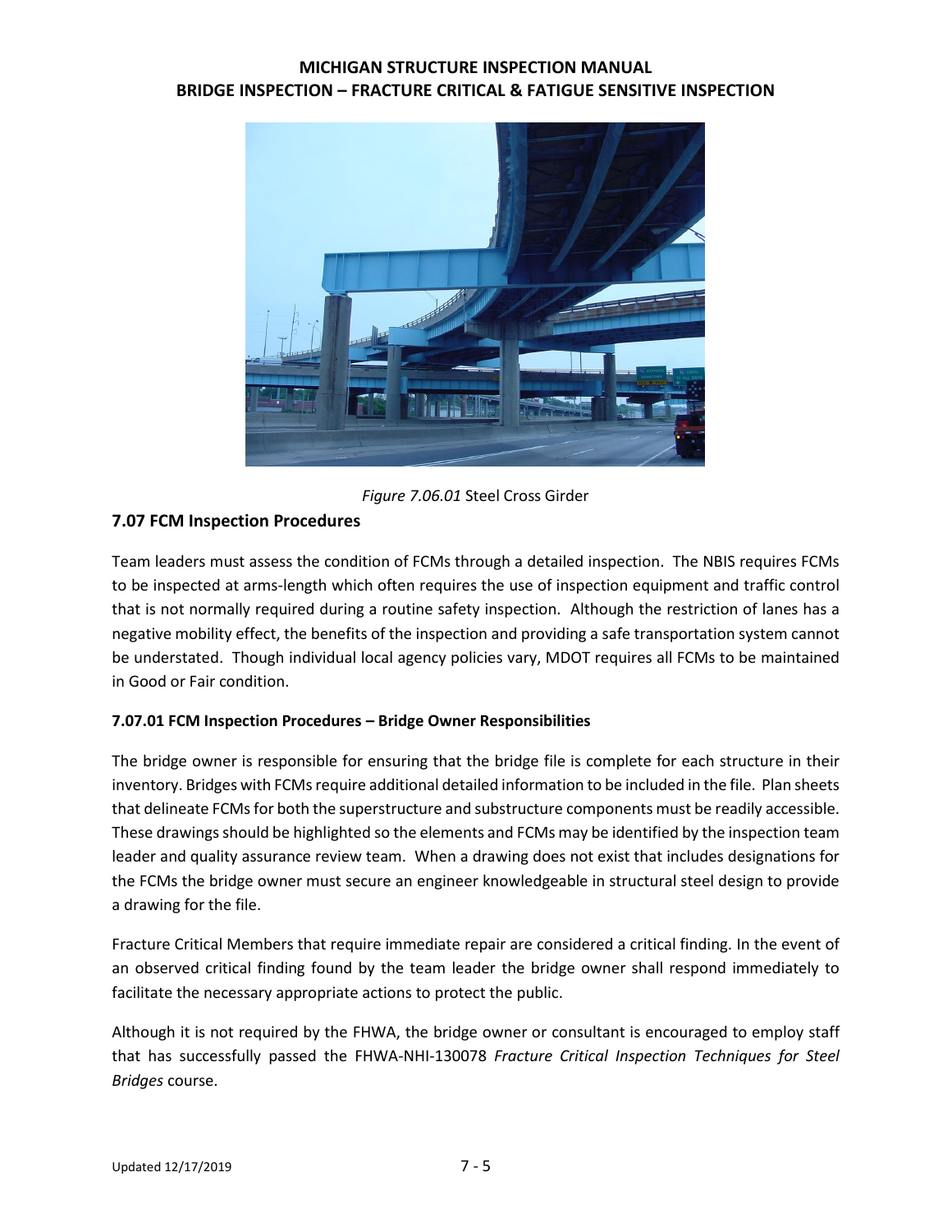*Figure 7.06.01* Steel Cross Girder

## 7.07 FCM Inspection Procedures

Team leaders must assess the condition of FCMs through a detailed inspection. The NBIS requires FCMs to be inspected at arms-length which often requires the use of inspection equipment and traffic control that is not normally required during a routine safety inspection. Although the restriction of lanes has a negative mobility effect, the benefits of the inspection and providing a safe transportation system cannot be understated. Though individual local agency policies vary, MDOT requires all FCMs to be maintained in Good or Fair condition.

### 7.07.01 FCM Inspection Procedures – Bridge Owner Responsibilities

The bridge owner is responsible for ensuring that the bridge file is complete for each structure in their inventory. Bridges with FCMs require additional detailed information to be included in the file. Plan sheets that delineate FCMs for both the superstructure and substructure components must be readily accessible. These drawings should be highlighted so the elements and FCMs may be identified by the inspection team leader and quality assurance review team. When a drawing does not exist that includes designations for the FCMs the bridge owner must secure an engineer knowledgeable in structural steel design to provide a drawing for the file.

Fracture Critical Members that require immediate repair are considered a critical finding. In the event of an observed critical finding found by the team leader the bridge owner shall respond immediately to facilitate the necessary appropriate actions to protect the public.

Although it is not required by the FHWA, the bridge owner or consultant is encouraged to employ staff that has successfully passed the FHWA-NHI-130078 *Fracture Critical Inspection Techniques for Steel Bridges* course.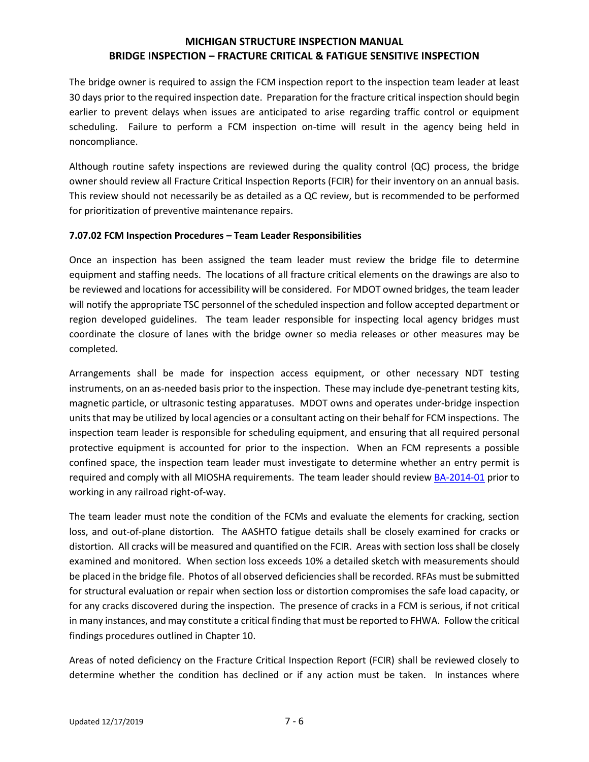The bridge owner is required to assign the FCM inspection report to the inspection team leader at least 30 days prior to the required inspection date. Preparation for the fracture critical inspection should begin earlier to prevent delays when issues are anticipated to arise regarding traffic control or equipment scheduling. Failure to perform a FCM inspection on-time will result in the agency being held in noncompliance.

Although routine safety inspections are reviewed during the quality control (QC) process, the bridge owner should review all Fracture Critical Inspection Reports (FCIR) for their inventory on an annual basis. This review should not necessarily be as detailed as a QC review, but is recommended to be performed for prioritization of preventive maintenance repairs.

### 7.07.02 FCM Inspection Procedures – Team Leader Responsibilities

Once an inspection has been assigned the team leader must review the bridge file to determine equipment and staffing needs. The locations of all fracture critical elements on the drawings are also to be reviewed and locations for accessibility will be considered. For MDOT owned bridges, the team leader will notify the appropriate TSC personnel of the scheduled inspection and follow accepted department or region developed guidelines. The team leader responsible for inspecting local agency bridges must coordinate the closure of lanes with the bridge owner so media releases or other measures may be completed.

Arrangements shall be made for inspection access equipment, or other necessary NDT testing instruments, on an as-needed basis prior to the inspection. These may include dye-penetrant testing kits, magnetic particle, or ultrasonic testing apparatuses. MDOT owns and operates under-bridge inspection units that may be utilized by local agencies or a consultant acting on their behalf for FCM inspections. The inspection team leader is responsible for scheduling equipment, and ensuring that all required personal protective equipment is accounted for prior to the inspection. When an FCM represents a possible confined space, the inspection team leader must investigate to determine whether an entry permit is required and comply with all MIOSHA requirements. The team leader should review BA-2014-01 prior to working in any railroad right-of-way.

The team leader must note the condition of the FCMs and evaluate the elements for cracking, section loss, and out-of-plane distortion. The AASHTO fatigue details shall be closely examined for cracks or distortion. All cracks will be measured and quantified on the FCIR. Areas with section loss shall be closely examined and monitored. When section loss exceeds 10% a detailed sketch with measurements should be placed in the bridge file. Photos of all observed deficiencies shall be recorded. RFAs must be submitted for structural evaluation or repair when section loss or distortion compromises the safe load capacity, or for any cracks discovered during the inspection. The presence of cracks in a FCM is serious, if not critical in many instances, and may constitute a critical finding that must be reported to FHWA. Follow the critical findings procedures outlined in Chapter 10.

Areas of noted deficiency on the Fracture Critical Inspection Report (FCIR) shall be reviewed closely to determine whether the condition has declined or if any action must be taken. In instances where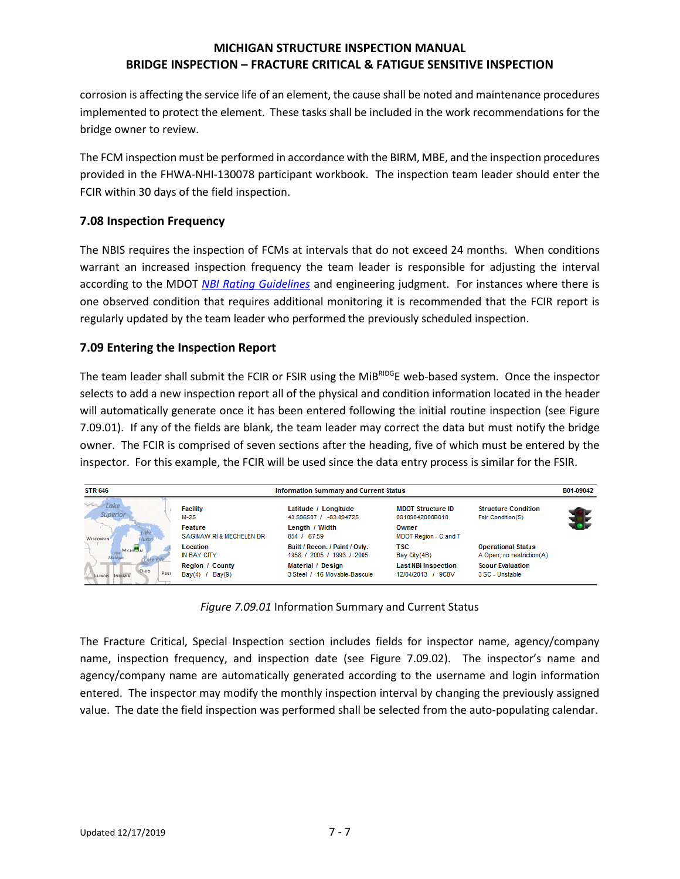corrosion is affecting the service life of an element, the cause shall be noted and maintenance procedures implemented to protect the element. These tasks shall be included in the work recommendations for the bridge owner to review.

The FCM inspection must be performed in accordance with the BIRM, MBE, and the inspection procedures provided in the FHWA-NHI-130078 participant workbook. The inspection team leader should enter the FCIR within 30 days of the field inspection.

## 7.08 Inspection Frequency

The NBIS requires the inspection of FCMs at intervals that do not exceed 24 months. When conditions warrant an increased inspection frequency the team leader is responsible for adjusting the interval according to the MDOT *NBI Rating Guidelines* and engineering judgment. For instances where there is one observed condition that requires additional monitoring it is recommended that the FCIR report is regularly updated by the team leader who performed the previously scheduled inspection.

## 7.09 Entering the Inspection Report

The team leader shall submit the FCIR or FSIR using the MiB[RIDG]E web-based system. Once the inspector selects to add a new inspection report all of the physical and condition information located in the header will automatically generate once it has been entered following the initial routine inspection (see Figure 7.09.01). If any of the fields are blank, the team leader may correct the data but must notify the bridge owner. The FCIR is comprised of seven sections after the heading, five of which must be entered by the inspector. For this example, the FCIR will be used since the data entry process is similar for the FSIR.

| STR 646 | Information Summary and Current Status | | | B01-09042 |
|---|---|---|---|---|
| | **Facility** M-25 | **Latitude / Longitude** 43.596507 / -83.894725 | **MDOT Structure ID** 09109042000B010 | **Structure Condition** Fair Condition(5) |
| | **Feature** SAGINAW RI & MECHELEN DR | **Length / Width** 854 / 67.59 | **Owner** MDOT Region - C and T | |
| | **Location** IN BAY CITY | **Built / Recon. / Paint / Ovly.** 1958 / 2005 / 1993 / 2005 | **TSC** Bay City(4B) | **Operational Status** A Open, no restriction(A) |
| | **Region / County** Bay(4) / Bay(9) | **Material / Design** 3 Steel / 16 Movable-Bascule | **Last NBI Inspection** 12/04/2013 / 9C8V | **Scour Evaluation** 3 SC - Unstable |

*Figure 7.09.01* Information Summary and Current Status

The Fracture Critical, Special Inspection section includes fields for inspector name, agency/company name, inspection frequency, and inspection date (see Figure 7.09.02). The inspector's name and agency/company name are automatically generated according to the username and login information entered. The inspector may modify the monthly inspection interval by changing the previously assigned value. The date the field inspection was performed shall be selected from the auto-populating calendar.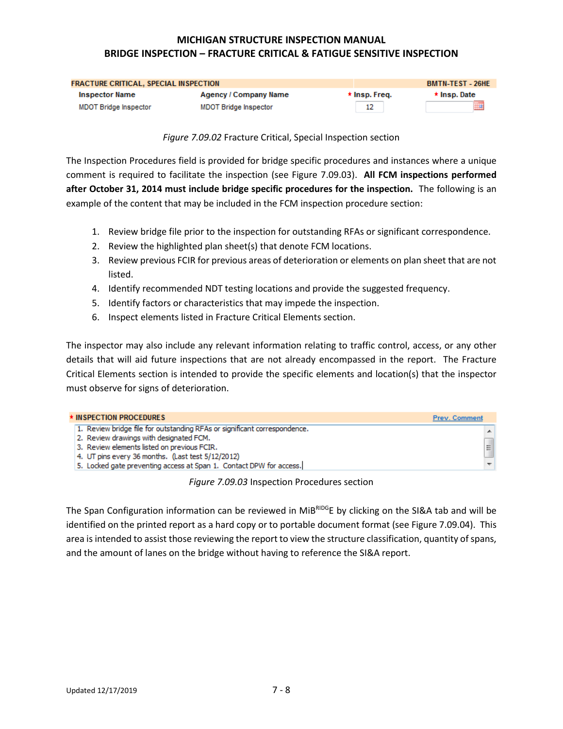| FRACTURE CRITICAL, SPECIAL INSPECTION | | | BMTN-TEST - 26HE |
|---|---|---|---|
| Inspector Name | Agency / Company Name | * Insp. Freq. | * Insp. Date |
| MDOT Bridge Inspector | MDOT Bridge Inspector | 12 | |

*Figure 7.09.02* Fracture Critical, Special Inspection section

The Inspection Procedures field is provided for bridge specific procedures and instances where a unique comment is required to facilitate the inspection (see Figure 7.09.03). **All FCM inspections performed after October 31, 2014 must include bridge specific procedures for the inspection.** The following is an example of the content that may be included in the FCM inspection procedure section:

1. Review bridge file prior to the inspection for outstanding RFAs or significant correspondence.
2. Review the highlighted plan sheet(s) that denote FCM locations.
3. Review previous FCIR for previous areas of deterioration or elements on plan sheet that are not listed.
4. Identify recommended NDT testing locations and provide the suggested frequency.
5. Identify factors or characteristics that may impede the inspection.
6. Inspect elements listed in Fracture Critical Elements section.

The inspector may also include any relevant information relating to traffic control, access, or any other details that will aid future inspections that are not already encompassed in the report. The Fracture Critical Elements section is intended to provide the specific elements and location(s) that the inspector must observe for signs of deterioration.

| * INSPECTION PROCEDURES | Prev. Comment |
|---|---|
| 1. Review bridge file for outstanding RFAs or significant correspondence.<br>2. Review drawings with designated FCM.<br>3. Review elements listed on previous FCIR.<br>4. UT pins every 36 months. (Last test 5/12/2012)<br>5. Locked gate preventing access at Span 1. Contact DPW for access. | |

*Figure 7.09.03* Inspection Procedures section

The Span Configuration information can be reviewed in MiBRIDGE by clicking on the SI&A tab and will be identified on the printed report as a hard copy or to portable document format (see Figure 7.09.04). This area is intended to assist those reviewing the report to view the structure classification, quantity of spans, and the amount of lanes on the bridge without having to reference the SI&A report.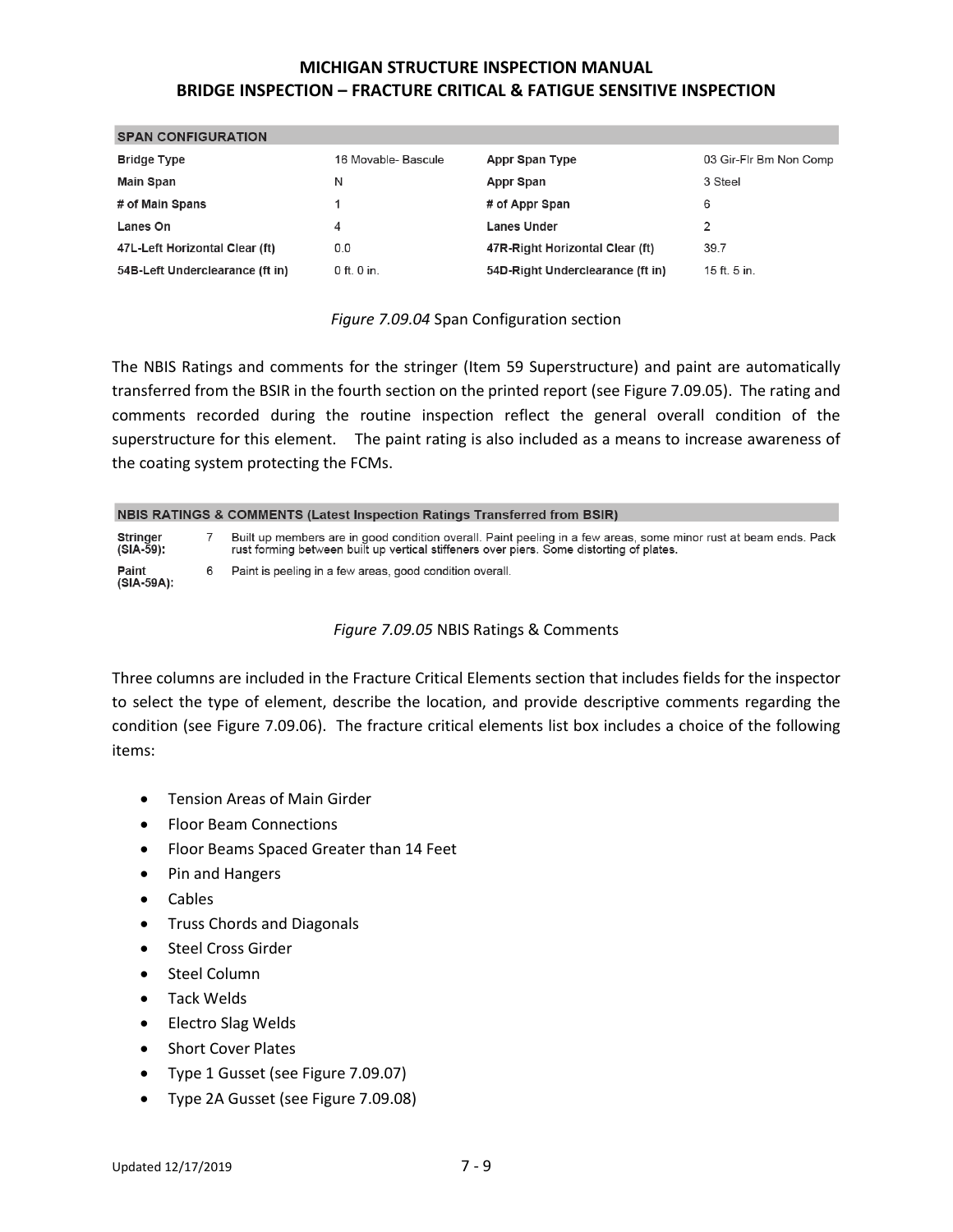| SPAN CONFIGURATION | | | |
|---|---|---|---|
| **Bridge Type** | 16 Movable- Bascule | **Appr Span Type** | 03 Gir-Flr Bm Non Comp |
| **Main Span** | N | **Appr Span** | 3 Steel |
| **# of Main Spans** | 1 | **# of Appr Span** | 6 |
| **Lanes On** | 4 | **Lanes Under** | 2 |
| **47L-Left Horizontal Clear (ft)** | 0.0 | **47R-Right Horizontal Clear (ft)** | 39.7 |
| **54B-Left Underclearance (ft in)** | 0 ft. 0 in. | **54D-Right Underclearance (ft in)** | 15 ft. 5 in. |

*Figure 7.09.04* Span Configuration section

The NBIS Ratings and comments for the stringer (Item 59 Superstructure) and paint are automatically transferred from the BSIR in the fourth section on the printed report (see Figure 7.09.05). The rating and comments recorded during the routine inspection reflect the general overall condition of the superstructure for this element. The paint rating is also included as a means to increase awareness of the coating system protecting the FCMs.

| NBIS RATINGS & COMMENTS (Latest Inspection Ratings Transferred from BSIR) | | |
|---|---|---|
| **Stringer (SIA-59):** | 7 | Built up members are in good condition overall. Paint peeling in a few areas, some minor rust at beam ends. Pack rust forming between built up vertical stiffeners over piers. Some distorting of plates. |
| **Paint (SIA-59A):** | 6 | Paint is peeling in a few areas, good condition overall. |

*Figure 7.09.05* NBIS Ratings & Comments

Three columns are included in the Fracture Critical Elements section that includes fields for the inspector to select the type of element, describe the location, and provide descriptive comments regarding the condition (see Figure 7.09.06). The fracture critical elements list box includes a choice of the following items:

- Tension Areas of Main Girder
- Floor Beam Connections
- Floor Beams Spaced Greater than 14 Feet
- Pin and Hangers
- Cables
- Truss Chords and Diagonals
- Steel Cross Girder
- Steel Column
- Tack Welds
- Electro Slag Welds
- Short Cover Plates
- Type 1 Gusset (see Figure 7.09.07)
- Type 2A Gusset (see Figure 7.09.08)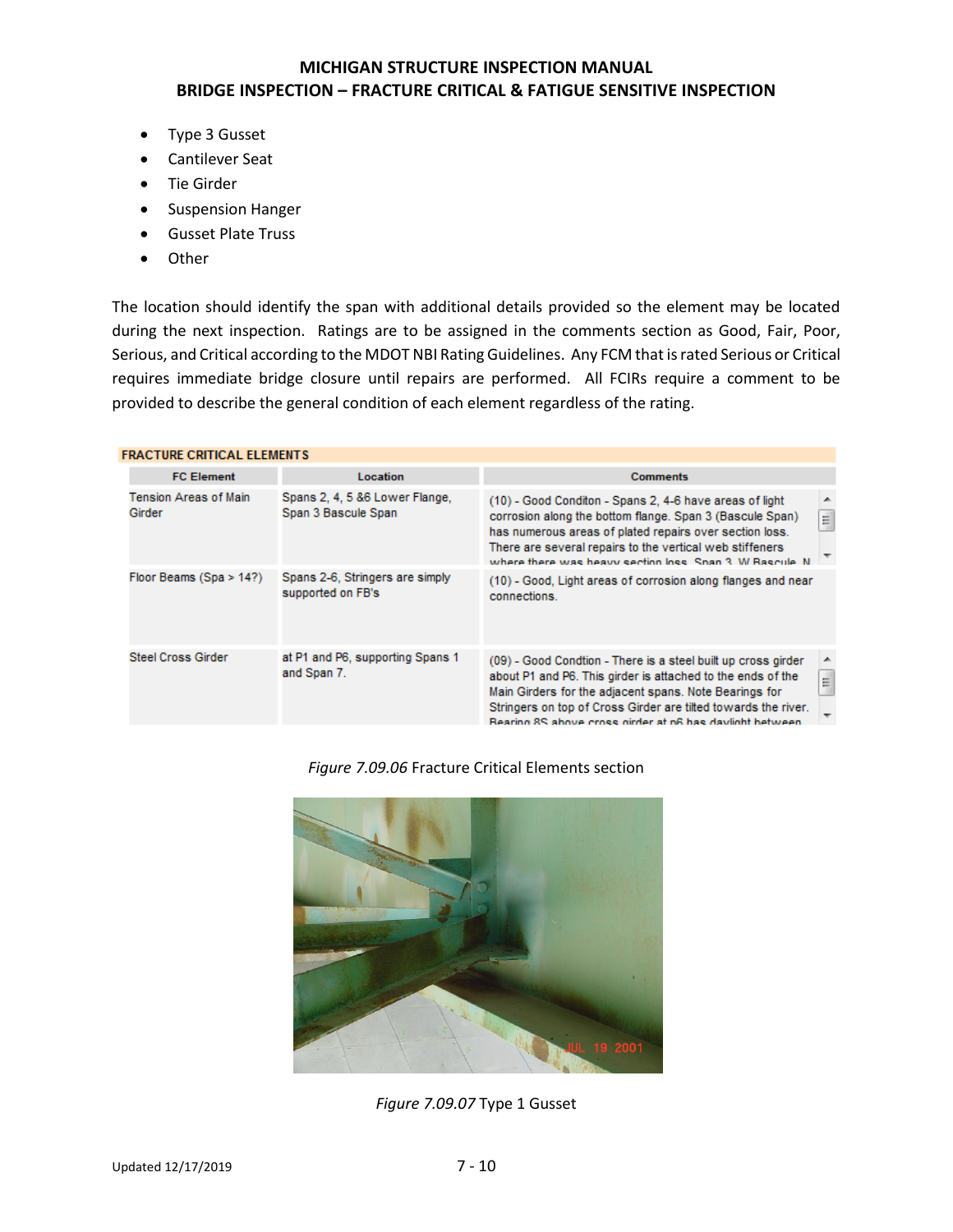- Type 3 Gusset
- Cantilever Seat
- Tie Girder
- Suspension Hanger
- Gusset Plate Truss
- Other

The location should identify the span with additional details provided so the element may be located during the next inspection. Ratings are to be assigned in the comments section as Good, Fair, Poor, Serious, and Critical according to the MDOT NBI Rating Guidelines. Any FCM that is rated Serious or Critical requires immediate bridge closure until repairs are performed. All FCIRs require a comment to be provided to describe the general condition of each element regardless of the rating.

**FRACTURE CRITICAL ELEMENTS**

| FC Element | Location | Comments |
| --- | --- | --- |
| Tension Areas of Main Girder | Spans 2, 4, 5 &6 Lower Flange, Span 3 Bascule Span | (10) - Good Conditon - Spans 2, 4-6 have areas of light corrosion along the bottom flange. Span 3 (Bascule Span) has numerous areas of plated repairs over section loss. There are several repairs to the vertical web stiffeners where there was heavy section loss. Span 3 W Bascule N |
| Floor Beams (Spa > 14?) | Spans 2-6, Stringers are simply supported on FB's | (10) - Good, Light areas of corrosion along flanges and near connections. |
| Steel Cross Girder | at P1 and P6, supporting Spans 1 and Span 7. | (09) - Good Condtion - There is a steel built up cross girder about P1 and P6. This girder is attached to the ends of the Main Girders for the adjacent spans. Note Bearings for Stringers on top of Cross Girder are tilted towards the river. Bearing 8S above cross girder at p6 has daylight between |

*Figure 7.09.06* Fracture Critical Elements section

*Figure 7.09.07* Type 1 Gusset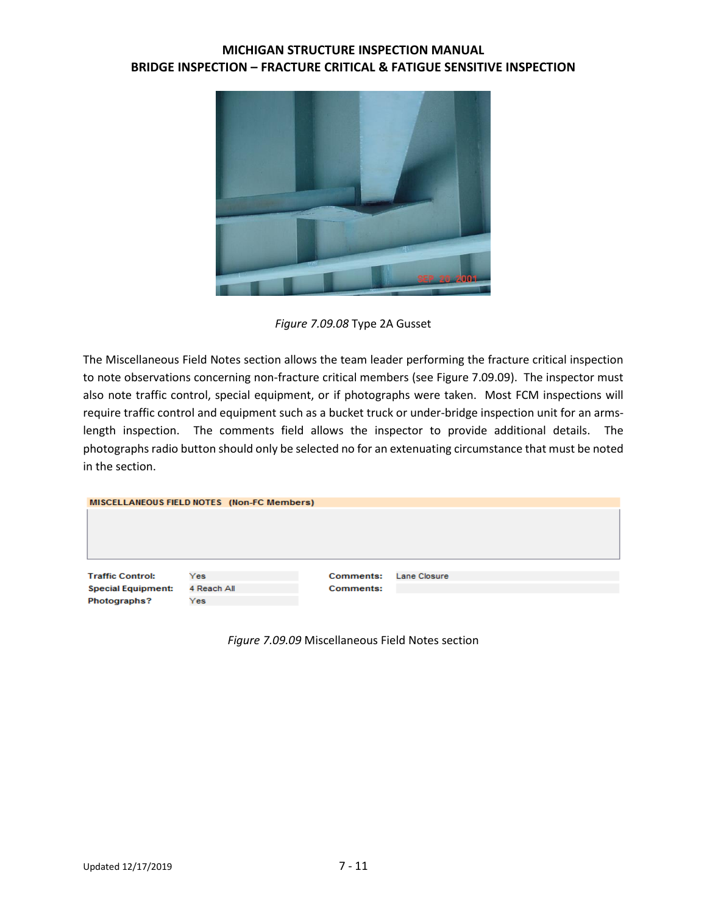*Figure 7.09.08* Type 2A Gusset

The Miscellaneous Field Notes section allows the team leader performing the fracture critical inspection to note observations concerning non-fracture critical members (see Figure 7.09.09). The inspector must also note traffic control, special equipment, or if photographs were taken. Most FCM inspections will require traffic control and equipment such as a bucket truck or under-bridge inspection unit for an arms-length inspection. The comments field allows the inspector to provide additional details. The photographs radio button should only be selected no for an extenuating circumstance that must be noted in the section.

**MISCELLANEOUS FIELD NOTES (Non-FC Members)**

| | | | |
|---|---|---|---|
| **Traffic Control:** | Yes | **Comments:** | Lane Closure |
| **Special Equipment:** | 4 Reach All | **Comments:** | |
| **Photographs?** | Yes | | |

*Figure 7.09.09* Miscellaneous Field Notes section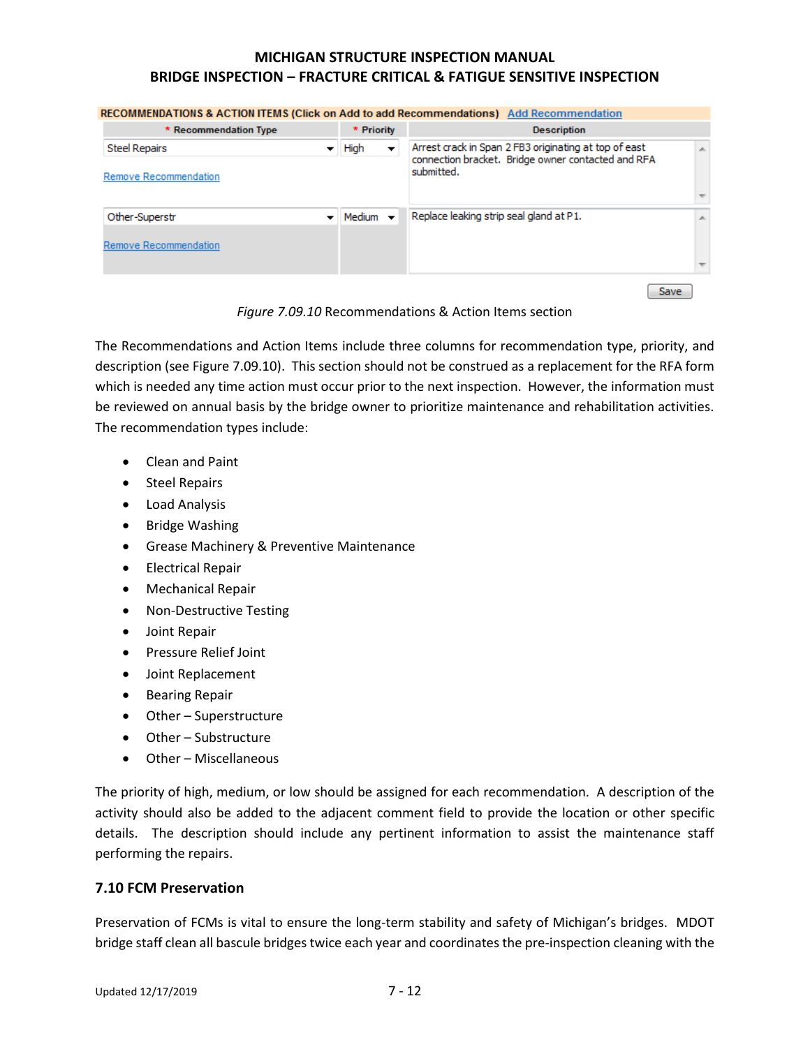| RECOMMENDATIONS & ACTION ITEMS (Click on Add to add Recommendations) Add Recommendation | | |
|---|---|---|
| * Recommendation Type | * Priority | Description |
| Steel Repairs<br>Remove Recommendation | High | Arrest crack in Span 2 FB3 originating at top of east connection bracket. Bridge owner contacted and RFA submitted. |
| Other-Superstr<br>Remove Recommendation | Medium | Replace leaking strip seal gland at P1. |
| | | Save |

*Figure 7.09.10* Recommendations & Action Items section

The Recommendations and Action Items include three columns for recommendation type, priority, and description (see Figure 7.09.10). This section should not be construed as a replacement for the RFA form which is needed any time action must occur prior to the next inspection. However, the information must be reviewed on annual basis by the bridge owner to prioritize maintenance and rehabilitation activities. The recommendation types include:

- Clean and Paint
- Steel Repairs
- Load Analysis
- Bridge Washing
- Grease Machinery & Preventive Maintenance
- Electrical Repair
- Mechanical Repair
- Non-Destructive Testing
- Joint Repair
- Pressure Relief Joint
- Joint Replacement
- Bearing Repair
- Other – Superstructure
- Other – Substructure
- Other – Miscellaneous

The priority of high, medium, or low should be assigned for each recommendation. A description of the activity should also be added to the adjacent comment field to provide the location or other specific details. The description should include any pertinent information to assist the maintenance staff performing the repairs.

### 7.10 FCM Preservation

Preservation of FCMs is vital to ensure the long-term stability and safety of Michigan's bridges. MDOT bridge staff clean all bascule bridges twice each year and coordinates the pre-inspection cleaning with the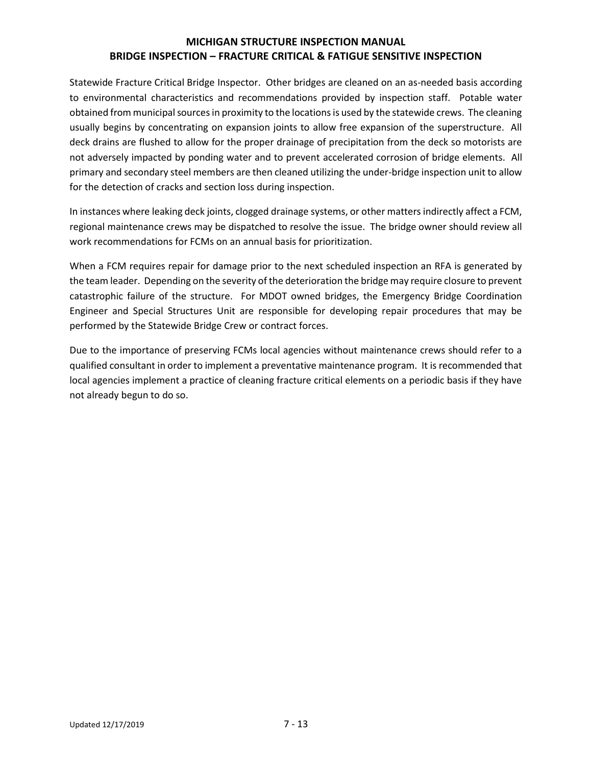Statewide Fracture Critical Bridge Inspector. Other bridges are cleaned on an as-needed basis according to environmental characteristics and recommendations provided by inspection staff. Potable water obtained from municipal sources in proximity to the locations is used by the statewide crews. The cleaning usually begins by concentrating on expansion joints to allow free expansion of the superstructure. All deck drains are flushed to allow for the proper drainage of precipitation from the deck so motorists are not adversely impacted by ponding water and to prevent accelerated corrosion of bridge elements. All primary and secondary steel members are then cleaned utilizing the under-bridge inspection unit to allow for the detection of cracks and section loss during inspection.

In instances where leaking deck joints, clogged drainage systems, or other matters indirectly affect a FCM, regional maintenance crews may be dispatched to resolve the issue. The bridge owner should review all work recommendations for FCMs on an annual basis for prioritization.

When a FCM requires repair for damage prior to the next scheduled inspection an RFA is generated by the team leader. Depending on the severity of the deterioration the bridge may require closure to prevent catastrophic failure of the structure. For MDOT owned bridges, the Emergency Bridge Coordination Engineer and Special Structures Unit are responsible for developing repair procedures that may be performed by the Statewide Bridge Crew or contract forces.

Due to the importance of preserving FCMs local agencies without maintenance crews should refer to a qualified consultant in order to implement a preventative maintenance program. It is recommended that local agencies implement a practice of cleaning fracture critical elements on a periodic basis if they have not already begun to do so.